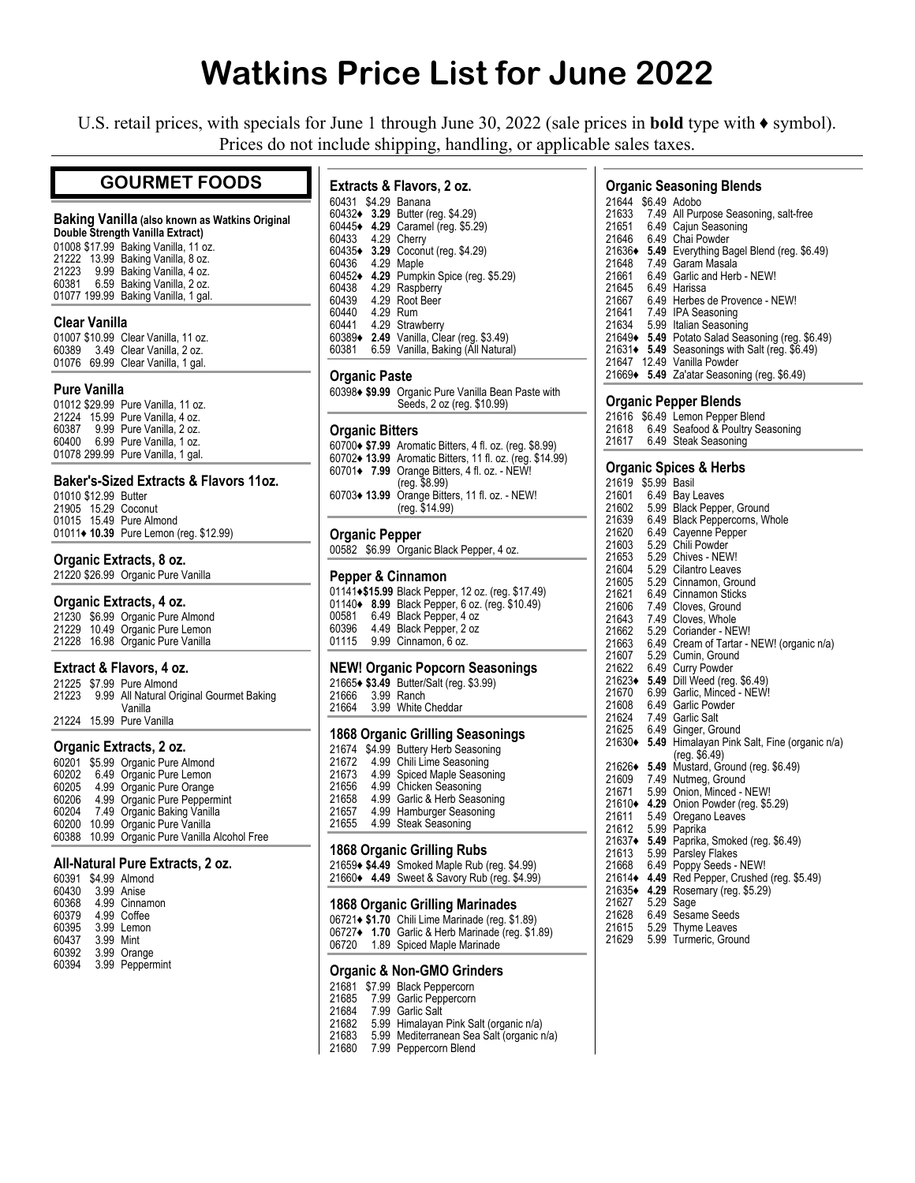# Watkins Price List for June 2022

U.S. retail prices, with specials for June 1 through June 30, 2022 (sale prices in **bold** type with ♦ symbol). Prices do not include shipping, handling, or applicable sales taxes.

## GOURMET FOODS

### Baking Vanilla (also known as Watkins Original Double Strength Vanilla Extract)

01008 $17.99 Baking Vanilla, 11 oz.
21222 13.99 Baking Vanilla, 8 oz.
21223 9.99 Baking Vanilla, 4 oz.
60381 6.59 Baking Vanilla, 2 oz.
01077 199.99 Baking Vanilla, 1 gal.

### Clear Vanilla

01007 $10.99 Clear Vanilla, 11 oz.
60389 3.49 Clear Vanilla, 2 oz.
01076 69.99 Clear Vanilla, 1 gal.

### Pure Vanilla

01012 $29.99 Pure Vanilla, 11 oz.
21224 15.99 Pure Vanilla, 4 oz.
60387 9.99 Pure Vanilla, 2 oz.
60400 6.99 Pure Vanilla, 1 oz.
01078 299.99 Pure Vanilla, 1 gal.

### Baker's-Sized Extracts & Flavors 11oz.

01010 $12.99 Butter
21905 15.29 Coconut
01015 15.49 Pure Almond
01011♦ **10.39** Pure Lemon (reg. $12.99)

### Organic Extracts, 8 oz.

21220 $26.99 Organic Pure Vanilla

### Organic Extracts, 4 oz.

21230 $6.99 Organic Pure Almond
21229 10.49 Organic Pure Lemon
21228 16.98 Organic Pure Vanilla

### Extract & Flavors, 4 oz.

21225 $7.99 Pure Almond
21223 9.99 All Natural Original Gourmet Baking Vanilla
21224 15.99 Pure Vanilla

### Organic Extracts, 2 oz.

60201 $5.99 Organic Pure Almond
60202 6.49 Organic Pure Lemon
60205 4.99 Organic Pure Orange
60206 4.99 Organic Pure Peppermint
60204 7.49 Organic Baking Vanilla
60200 10.99 Organic Pure Vanilla
60388 10.99 Organic Pure Vanilla Alcohol Free

### All-Natural Pure Extracts, 2 oz.

60391 $4.99 Almond
60430 3.99 Anise
60368 4.99 Cinnamon
60379 4.99 Coffee
60395 3.99 Lemon
60437 3.99 Mint
60392 3.99 Orange
60394 3.99 Peppermint

### Extracts & Flavors, 2 oz.

60431 $4.29 Banana
60432♦ **3.29** Butter (reg. $4.29)
60445♦ **4.29** Caramel (reg. $5.29)
60433 4.29 Cherry
60435♦ **3.29** Coconut (reg. $4.29)
60436 4.29 Maple
60452♦ **4.29** Pumpkin Spice (reg. $5.29)
60438 4.29 Raspberry
60439 4.29 Root Beer
60440 4.29 Rum
60441 4.29 Strawberry
60389♦ **2.49** Vanilla, Clear (reg. $3.49)
60381 6.59 Vanilla, Baking (All Natural)

### Organic Paste

60398♦ **$9.99** Organic Pure Vanilla Bean Paste with Seeds, 2 oz (reg. $10.99)

### Organic Bitters

60700♦ **$7.99** Aromatic Bitters, 4 fl. oz. (reg. $8.99)
60702♦ **13.99** Aromatic Bitters, 11 fl. oz. (reg. $14.99)
60701♦ **7.99** Orange Bitters, 4 fl. oz. - NEW! (reg. $8.99)
60703♦ **13.99** Orange Bitters, 11 fl. oz. - NEW! (reg. $14.99)

### Organic Pepper

00582 $6.99 Organic Black Pepper, 4 oz.

### Pepper & Cinnamon

01141♦**$15.99** Black Pepper, 12 oz. (reg. $17.49)
01140♦ **8.99** Black Pepper, 6 oz. (reg. $10.49)
00581 6.49 Black Pepper, 4 oz
60396 4.49 Black Pepper, 2 oz
01115 9.99 Cinnamon, 6 oz.

### NEW! Organic Popcorn Seasonings

21665♦ **$3.49** Butter/Salt (reg. $3.99)
21666 3.99 Ranch
21664 3.99 White Cheddar

### 1868 Organic Grilling Seasonings

21674 $4.99 Buttery Herb Seasoning
21672 4.99 Chili Lime Seasoning
21673 4.99 Spiced Maple Seasoning
21656 4.99 Chicken Seasoning
21658 4.99 Garlic & Herb Seasoning
21657 4.99 Hamburger Seasoning
21655 4.99 Steak Seasoning

### 1868 Organic Grilling Rubs

21659♦ **$4.49** Smoked Maple Rub (reg. $4.99)
21660♦ **4.49** Sweet & Savory Rub (reg. $4.99)

### 1868 Organic Grilling Marinades

06721♦ **$1.70** Chili Lime Marinade (reg. $1.89)
06727♦ **1.70** Garlic & Herb Marinade (reg. $1.89)
06720 1.89 Spiced Maple Marinade

### Organic & Non-GMO Grinders

21681 $7.99 Black Peppercorn
21685 7.99 Garlic Peppercorn
21684 7.99 Garlic Salt
21682 5.99 Himalayan Pink Salt (organic n/a)
21683 5.99 Mediterranean Sea Salt (organic n/a)
21680 7.99 Peppercorn Blend

### Organic Seasoning Blends

21644 $6.49 Adobo
21633 7.49 All Purpose Seasoning, salt-free
21651 6.49 Cajun Seasoning
21646 6.49 Chai Powder
21636♦ **5.49** Everything Bagel Blend (reg. $6.49)
21648 7.49 Garam Masala
21661 6.49 Garlic and Herb - NEW!
21645 6.49 Harissa
21667 6.49 Herbes de Provence - NEW!
21641 7.49 IPA Seasoning
21634 5.99 Italian Seasoning
21649♦ **5.49** Potato Salad Seasoning (reg. $6.49)
21631♦ **5.49** Seasonings with Salt (reg. $6.49)
21647 12.49 Vanilla Powder
21669♦ **5.49** Za'atar Seasoning (reg. $6.49)

### Organic Pepper Blends

21616 $6.49 Lemon Pepper Blend
21618 6.49 Seafood & Poultry Seasoning
21617 6.49 Steak Seasoning

### Organic Spices & Herbs

21619 $5.99 Basil
21601 6.49 Bay Leaves
21602 5.99 Black Pepper, Ground
21639 6.49 Black Peppercorns, Whole
21620 6.49 Cayenne Pepper
21603 5.29 Chili Powder
21653 5.29 Chives - NEW!
21604 5.29 Cilantro Leaves
21605 5.29 Cinnamon, Ground
21621 6.49 Cinnamon Sticks
21606 7.49 Cloves, Ground
21643 7.49 Cloves, Whole
21662 5.29 Coriander - NEW!
21663 6.49 Cream of Tartar - NEW! (organic n/a)
21607 5.29 Cumin, Ground
21622 6.49 Curry Powder
21623♦ **5.49** Dill Weed (reg. $6.49)
21670 6.99 Garlic, Minced - NEW!
21608 6.49 Garlic Powder
21624 7.49 Garlic Salt
21625 6.49 Ginger, Ground
21630♦ **5.49** Himalayan Pink Salt, Fine (organic n/a) (reg. $6.49)
21626♦ **5.49** Mustard, Ground (reg. $6.49)
21609 7.49 Nutmeg, Ground
21671 5.99 Onion, Minced - NEW!
21610♦ **4.29** Onion Powder (reg. $5.29)
21611 5.49 Oregano Leaves
21612 5.99 Paprika
21637♦ **5.49** Paprika, Smoked (reg. $6.49)
21613 5.99 Parsley Flakes
21668 6.49 Poppy Seeds - NEW!
21614♦ **4.49** Red Pepper, Crushed (reg. $5.49)
21635♦ **4.29** Rosemary (reg. $5.29)
21627 5.29 Sage
21628 6.49 Sesame Seeds
21615 5.29 Thyme Leaves
21629 5.99 Turmeric, Ground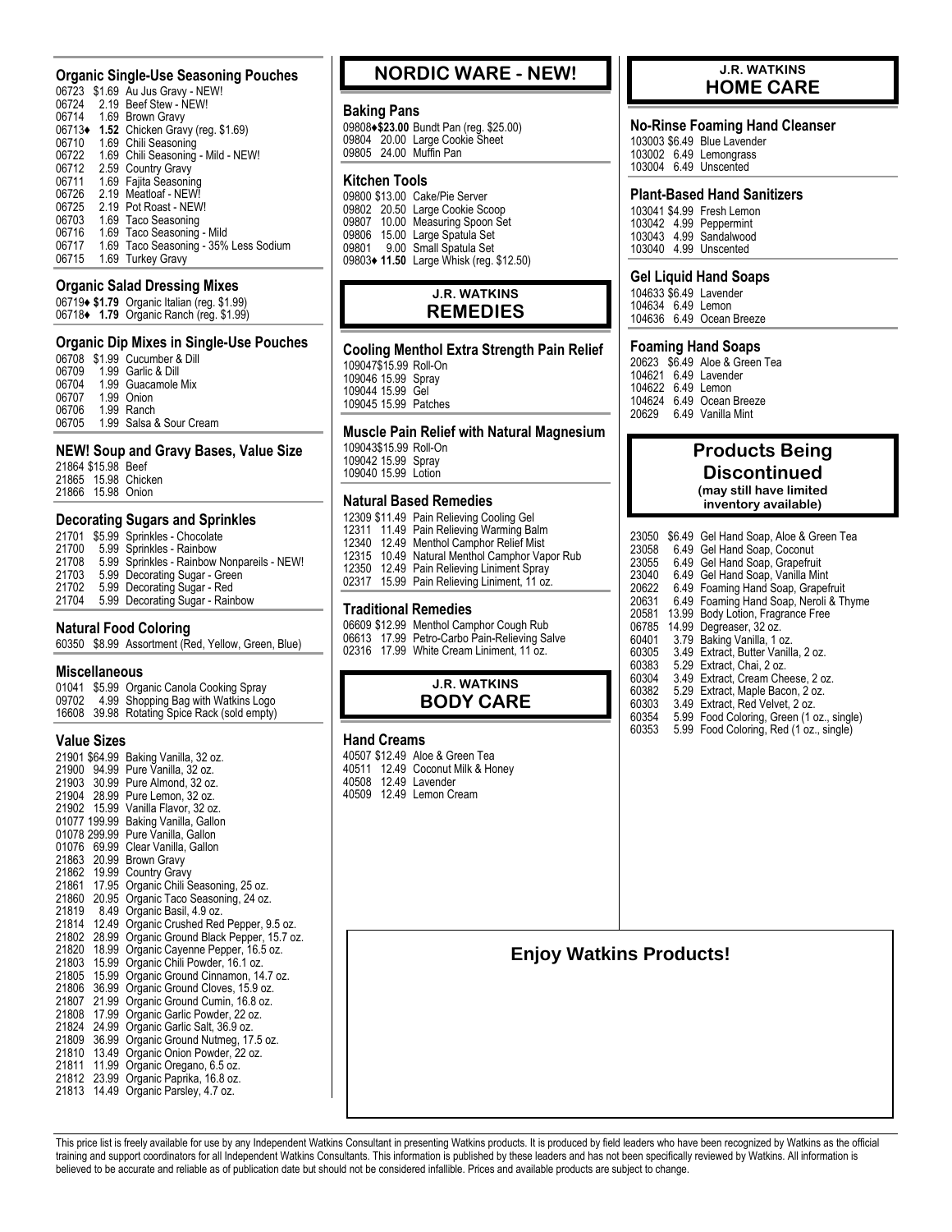### Organic Single-Use Seasoning Pouches

| | | |
|---|---|---|
| 06723 | $1.69 | Au Jus Gravy - NEW! |
| 06724 | 2.19 | Beef Stew - NEW! |
| 06714 | 1.69 | Brown Gravy |
| 06713♦ | **1.52** | Chicken Gravy (reg. $1.69) |
| 06710 | 1.69 | Chili Seasoning |
| 06722 | 1.69 | Chili Seasoning - Mild - NEW! |
| 06712 | 2.59 | Country Gravy |
| 06711 | 1.69 | Fajita Seasoning |
| 06726 | 2.19 | Meatloaf - NEW! |
| 06725 | 2.19 | Pot Roast - NEW! |
| 06703 | 1.69 | Taco Seasoning |
| 06716 | 1.69 | Taco Seasoning - Mild |
| 06717 | 1.69 | Taco Seasoning - 35% Less Sodium |
| 06715 | 1.69 | Turkey Gravy |

### Organic Salad Dressing Mixes

| | | |
|---|---|---|
| 06719♦ | **$1.79** | Organic Italian (reg. $1.99) |
| 06718♦ | **1.79** | Organic Ranch (reg. $1.99) |

### Organic Dip Mixes in Single-Use Pouches

| | | |
|---|---|---|
| 06708 | $1.99 | Cucumber & Dill |
| 06709 | 1.99 | Garlic & Dill |
| 06704 | 1.99 | Guacamole Mix |
| 06707 | 1.99 | Onion |
| 06706 | 1.99 | Ranch |
| 06705 | 1.99 | Salsa & Sour Cream |

### NEW! Soup and Gravy Bases, Value Size

| | | |
|---|---|---|
| 21864 | $15.98 | Beef |
| 21865 | 15.98 | Chicken |
| 21866 | 15.98 | Onion |

### Decorating Sugars and Sprinkles

| | | |
|---|---|---|
| 21701 | $5.99 | Sprinkles - Chocolate |
| 21700 | 5.99 | Sprinkles - Rainbow |
| 21708 | 5.99 | Sprinkles - Rainbow Nonpareils - NEW! |
| 21703 | 5.99 | Decorating Sugar - Green |
| 21702 | 5.99 | Decorating Sugar - Red |
| 21704 | 5.99 | Decorating Sugar - Rainbow |

### Natural Food Coloring

| | | |
|---|---|---|
| 60350 | $8.99 | Assortment (Red, Yellow, Green, Blue) |

### Miscellaneous

| | | |
|---|---|---|
| 01041 | $5.99 | Organic Canola Cooking Spray |
| 09702 | 4.99 | Shopping Bag with Watkins Logo |
| 16608 | 39.98 | Rotating Spice Rack (sold empty) |

### Value Sizes

| | | |
|---|---|---|
| 21901 | $64.99 | Baking Vanilla, 32 oz. |
| 21900 | 94.99 | Pure Vanilla, 32 oz. |
| 21903 | 30.99 | Pure Almond, 32 oz. |
| 21904 | 28.99 | Pure Lemon, 32 oz. |
| 21902 | 15.99 | Vanilla Flavor, 32 oz. |
| 01077 | 199.99 | Baking Vanilla, Gallon |
| 01078 | 299.99 | Pure Vanilla, Gallon |
| 01076 | 69.99 | Clear Vanilla, Gallon |
| 21863 | 20.99 | Brown Gravy |
| 21862 | 19.99 | Country Gravy |
| 21861 | 17.95 | Organic Chili Seasoning, 25 oz. |
| 21860 | 20.95 | Organic Taco Seasoning, 24 oz. |
| 21819 | 8.49 | Organic Basil, 4.9 oz. |
| 21814 | 12.49 | Organic Crushed Red Pepper, 9.5 oz. |
| 21802 | 28.99 | Organic Ground Black Pepper, 15.7 oz. |
| 21820 | 18.99 | Organic Cayenne Pepper, 16.5 oz. |
| 21803 | 15.99 | Organic Chili Powder, 16.1 oz. |
| 21805 | 15.99 | Organic Ground Cinnamon, 14.7 oz. |
| 21806 | 36.99 | Organic Ground Cloves, 15.9 oz. |
| 21807 | 21.99 | Organic Ground Cumin, 16.8 oz. |
| 21808 | 17.99 | Organic Garlic Powder, 22 oz. |
| 21824 | 24.99 | Organic Garlic Salt, 36.9 oz. |
| 21809 | 36.99 | Organic Ground Nutmeg, 17.5 oz. |
| 21810 | 13.49 | Organic Onion Powder, 22 oz. |
| 21811 | 11.99 | Organic Oregano, 6.5 oz. |
| 21812 | 23.99 | Organic Paprika, 16.8 oz. |
| 21813 | 14.49 | Organic Parsley, 4.7 oz. |

## NORDIC WARE - NEW!

### Baking Pans

| | | |
|---|---|---|
| 09808♦ | **$23.00** | Bundt Pan (reg. $25.00) |
| 09804 | 20.00 | Large Cookie Sheet |
| 09805 | 24.00 | Muffin Pan |

### Kitchen Tools

| | | |
|---|---|---|
| 09800 | $13.00 | Cake/Pie Server |
| 09802 | 20.50 | Large Cookie Scoop |
| 09807 | 10.00 | Measuring Spoon Set |
| 09806 | 15.00 | Large Spatula Set |
| 09801 | 9.00 | Small Spatula Set |
| 09803♦ | **11.50** | Large Whisk (reg. $12.50) |

## J.R. WATKINS REMEDIES

### Cooling Menthol Extra Strength Pain Relief

| | | |
|---|---|---|
| 109047 | $15.99 | Roll-On |
| 109046 | 15.99 | Spray |
| 109044 | 15.99 | Gel |
| 109045 | 15.99 | Patches |

### Muscle Pain Relief with Natural Magnesium

| | | |
|---|---|---|
| 109043 | $15.99 | Roll-On |
| 109042 | 15.99 | Spray |
| 109040 | 15.99 | Lotion |

### Natural Based Remedies

| | | |
|---|---|---|
| 12309 | $11.49 | Pain Relieving Cooling Gel |
| 12311 | 11.49 | Pain Relieving Warming Balm |
| 12340 | 12.49 | Menthol Camphor Relief Mist |
| 12315 | 10.49 | Natural Menthol Camphor Vapor Rub |
| 12350 | 12.49 | Pain Relieving Liniment Spray |
| 02317 | 15.99 | Pain Relieving Liniment, 11 oz. |

### Traditional Remedies

| | | |
|---|---|---|
| 06609 | $12.99 | Menthol Camphor Cough Rub |
| 06613 | 17.99 | Petro-Carbo Pain-Relieving Salve |
| 02316 | 17.99 | White Cream Liniment, 11 oz. |

## J.R. WATKINS BODY CARE

### Hand Creams

| | | |
|---|---|---|
| 40507 | $12.49 | Aloe & Green Tea |
| 40511 | 12.49 | Coconut Milk & Honey |
| 40508 | 12.49 | Lavender |
| 40509 | 12.49 | Lemon Cream |

## J.R. WATKINS HOME CARE

### No-Rinse Foaming Hand Cleanser

| | | |
|---|---|---|
| 103003 | $6.49 | Blue Lavender |
| 103002 | 6.49 | Lemongrass |
| 103004 | 6.49 | Unscented |

### Plant-Based Hand Sanitizers

| | | |
|---|---|---|
| 103041 | $4.99 | Fresh Lemon |
| 103042 | 4.99 | Peppermint |
| 103043 | 4.99 | Sandalwood |
| 103040 | 4.99 | Unscented |

### Gel Liquid Hand Soaps

| | | |
|---|---|---|
| 104633 | $6.49 | Lavender |
| 104634 | 6.49 | Lemon |
| 104636 | 6.49 | Ocean Breeze |

### Foaming Hand Soaps

| | | |
|---|---|---|
| 20623 | $6.49 | Aloe & Green Tea |
| 104621 | 6.49 | Lavender |
| 104622 | 6.49 | Lemon |
| 104624 | 6.49 | Ocean Breeze |
| 20629 | 6.49 | Vanilla Mint |

## Products Being Discontinued

(may still have limited inventory available)

| | | |
|---|---|---|
| 23050 | $6.49 | Gel Hand Soap, Aloe & Green Tea |
| 23058 | 6.49 | Gel Hand Soap, Coconut |
| 23055 | 6.49 | Gel Hand Soap, Grapefruit |
| 23040 | 6.49 | Gel Hand Soap, Vanilla Mint |
| 20622 | 6.49 | Foaming Hand Soap, Grapefruit |
| 20631 | 6.49 | Foaming Hand Soap, Neroli & Thyme |
| 20581 | 13.99 | Body Lotion, Fragrance Free |
| 06785 | 14.99 | Degreaser, 32 oz. |
| 60401 | 3.79 | Baking Vanilla, 1 oz. |
| 60305 | 3.49 | Extract, Butter Vanilla, 2 oz. |
| 60383 | 5.29 | Extract, Chai, 2 oz. |
| 60304 | 3.49 | Extract, Cream Cheese, 2 oz. |
| 60382 | 5.29 | Extract, Maple Bacon, 2 oz. |
| 60303 | 3.49 | Extract, Red Velvet, 2 oz. |
| 60354 | 5.99 | Food Coloring, Green (1 oz., single) |
| 60353 | 5.99 | Food Coloring, Red (1 oz., single) |

**Enjoy Watkins Products!**

This price list is freely available for use by any Independent Watkins Consultant in presenting Watkins products. It is produced by field leaders who have been recognized by Watkins as the official training and support coordinators for all Independent Watkins Consultants. This information is published by these leaders and has not been specifically reviewed by Watkins. All information is believed to be accurate and reliable as of publication date but should not be considered infallible. Prices and available products are subject to change.